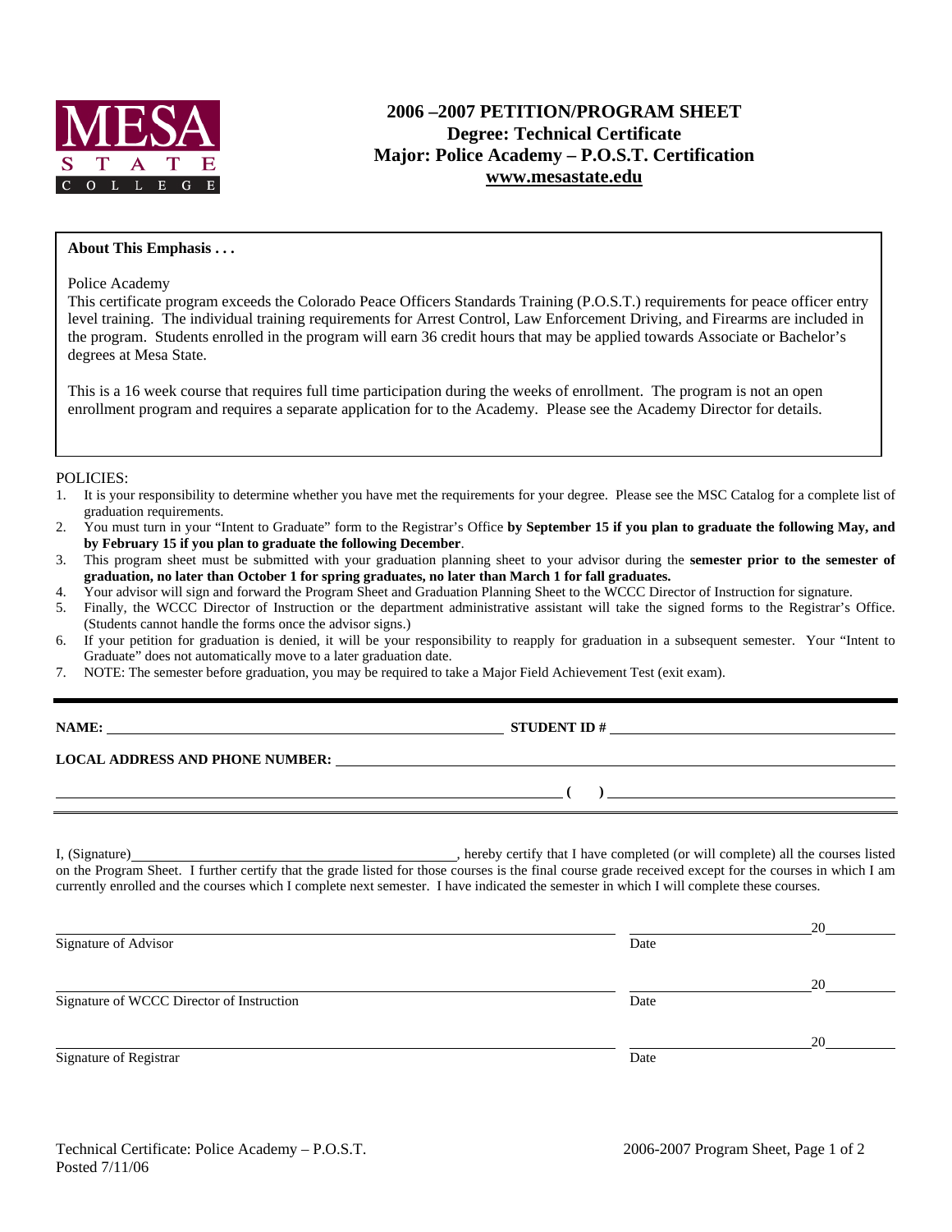MESA STATE COLLEGE

# 2006 –2007 PETITION/PROGRAM SHEET
## Degree: Technical Certificate
## Major: Police Academy – P.O.S.T. Certification
## www.mesastate.edu

**About This Emphasis . . .**

Police Academy

This certificate program exceeds the Colorado Peace Officers Standards Training (P.O.S.T.) requirements for peace officer entry level training. The individual training requirements for Arrest Control, Law Enforcement Driving, and Firearms are included in the program. Students enrolled in the program will earn 36 credit hours that may be applied towards Associate or Bachelor's degrees at Mesa State.

This is a 16 week course that requires full time participation during the weeks of enrollment. The program is not an open enrollment program and requires a separate application for to the Academy. Please see the Academy Director for details.

POLICIES:

1. It is your responsibility to determine whether you have met the requirements for your degree. Please see the MSC Catalog for a complete list of graduation requirements.
2. You must turn in your "Intent to Graduate" form to the Registrar's Office **by September 15 if you plan to graduate the following May, and by February 15 if you plan to graduate the following December**.
3. This program sheet must be submitted with your graduation planning sheet to your advisor during the **semester prior to the semester of graduation, no later than October 1 for spring graduates, no later than March 1 for fall graduates.**
4. Your advisor will sign and forward the Program Sheet and Graduation Planning Sheet to the WCCC Director of Instruction for signature.
5. Finally, the WCCC Director of Instruction or the department administrative assistant will take the signed forms to the Registrar's Office. (Students cannot handle the forms once the advisor signs.)
6. If your petition for graduation is denied, it will be your responsibility to reapply for graduation in a subsequent semester. Your "Intent to Graduate" does not automatically move to a later graduation date.
7. NOTE: The semester before graduation, you may be required to take a Major Field Achievement Test (exit exam).

**NAME:** ______________________________ **STUDENT ID #** ______________________________

**LOCAL ADDRESS AND PHONE NUMBER:** ______________________________

______________________________ **(    )** ______________________________

I, (Signature)______________________________, hereby certify that I have completed (or will complete) all the courses listed on the Program Sheet. I further certify that the grade listed for those courses is the final course grade received except for the courses in which I am currently enrolled and the courses which I complete next semester. I have indicated the semester in which I will complete these courses.

______________________________ ______________ 20______
Signature of Advisor Date

______________________________ ______________ 20______
Signature of WCCC Director of Instruction Date

______________________________ ______________ 20______
Signature of Registrar Date

Technical Certificate: Police Academy – P.O.S.T.
Posted 7/11/06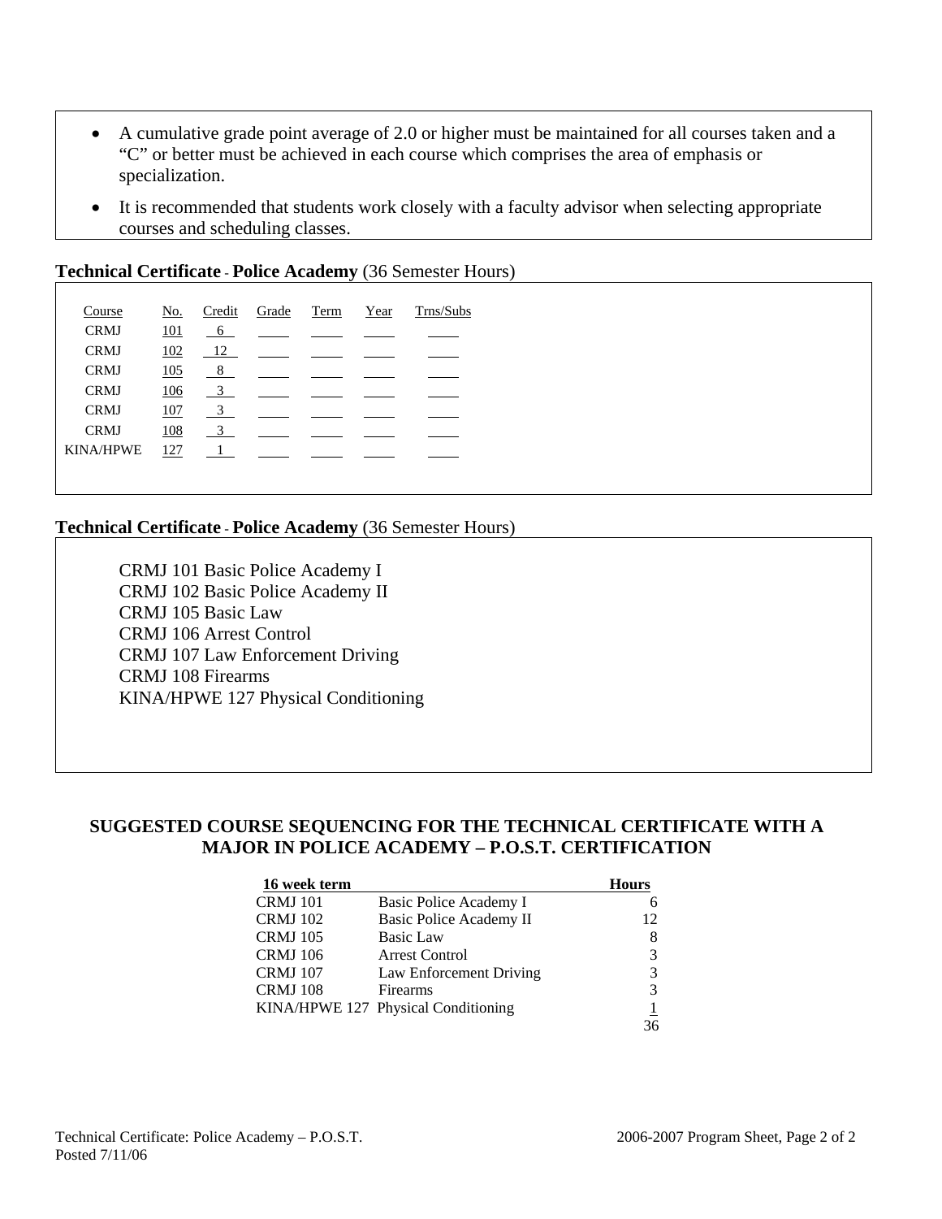- A cumulative grade point average of 2.0 or higher must be maintained for all courses taken and a "C" or better must be achieved in each course which comprises the area of emphasis or specialization.
- It is recommended that students work closely with a faculty advisor when selecting appropriate courses and scheduling classes.

**Technical Certificate - Police Academy** (36 Semester Hours)

| Course | No. | Credit | Grade | Term | Year | Trns/Subs |
|---|---|---|---|---|---|---|
| CRMJ | 101 | 6 | | | | |
| CRMJ | 102 | 12 | | | | |
| CRMJ | 105 | 8 | | | | |
| CRMJ | 106 | 3 | | | | |
| CRMJ | 107 | 3 | | | | |
| CRMJ | 108 | 3 | | | | |
| KINA/HPWE | 127 | 1 | | | | |

**Technical Certificate - Police Academy** (36 Semester Hours)

CRMJ 101 Basic Police Academy I
CRMJ 102 Basic Police Academy II
CRMJ 105 Basic Law
CRMJ 106 Arrest Control
CRMJ 107 Law Enforcement Driving
CRMJ 108 Firearms
KINA/HPWE 127 Physical Conditioning

## SUGGESTED COURSE SEQUENCING FOR THE TECHNICAL CERTIFICATE WITH A MAJOR IN POLICE ACADEMY – P.O.S.T. CERTIFICATION

| 16 week term | | Hours |
|---|---|---|
| CRMJ 101 | Basic Police Academy I | 6 |
| CRMJ 102 | Basic Police Academy II | 12 |
| CRMJ 105 | Basic Law | 8 |
| CRMJ 106 | Arrest Control | 3 |
| CRMJ 107 | Law Enforcement Driving | 3 |
| CRMJ 108 | Firearms | 3 |
| KINA/HPWE 127 | Physical Conditioning | 1 |
| | | 36 |

Technical Certificate: Police Academy – P.O.S.T.
Posted 7/11/06

2006-2007 Program Sheet